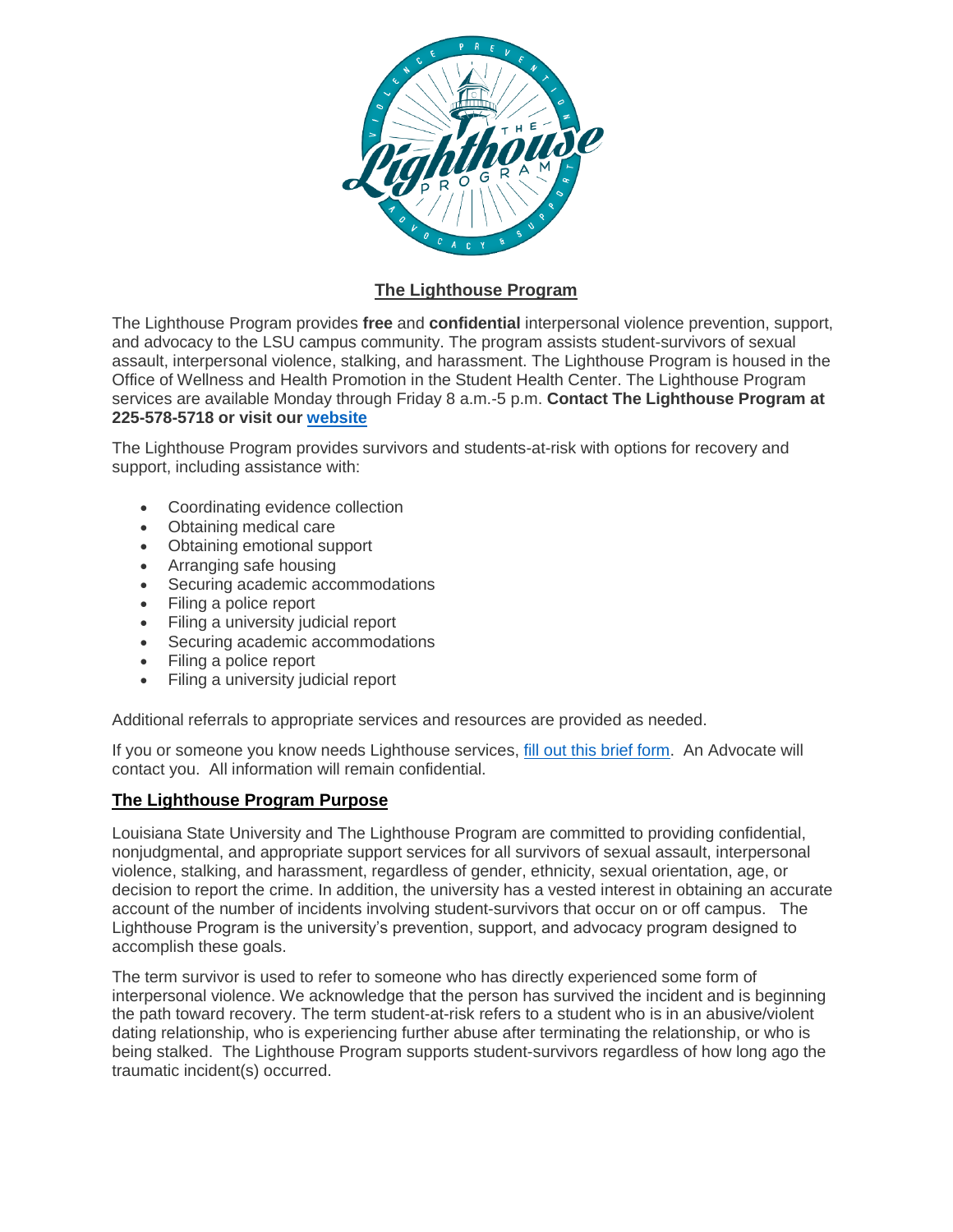## The Lighthouse Program

The Lighthouse Program provides **free** and **confidential** interpersonal violence prevention, support, and advocacy to the LSU campus community. The program assists student-survivors of sexual assault, interpersonal violence, stalking, and harassment. The Lighthouse Program is housed in the Office of Wellness and Health Promotion in the Student Health Center. The Lighthouse Program services are available Monday through Friday 8 a.m.-5 p.m. **Contact The Lighthouse Program at 225-578-5718 or visit our website**

The Lighthouse Program provides survivors and students-at-risk with options for recovery and support, including assistance with:

- Coordinating evidence collection
- Obtaining medical care
- Obtaining emotional support
- Arranging safe housing
- Securing academic accommodations
- Filing a police report
- Filing a university judicial report
- Securing academic accommodations
- Filing a police report
- Filing a university judicial report

Additional referrals to appropriate services and resources are provided as needed.

If you or someone you know needs Lighthouse services, fill out this brief form. An Advocate will contact you. All information will remain confidential.

## The Lighthouse Program Purpose

Louisiana State University and The Lighthouse Program are committed to providing confidential, nonjudgmental, and appropriate support services for all survivors of sexual assault, interpersonal violence, stalking, and harassment, regardless of gender, ethnicity, sexual orientation, age, or decision to report the crime. In addition, the university has a vested interest in obtaining an accurate account of the number of incidents involving student-survivors that occur on or off campus. The Lighthouse Program is the university's prevention, support, and advocacy program designed to accomplish these goals.

The term survivor is used to refer to someone who has directly experienced some form of interpersonal violence. We acknowledge that the person has survived the incident and is beginning the path toward recovery. The term student-at-risk refers to a student who is in an abusive/violent dating relationship, who is experiencing further abuse after terminating the relationship, or who is being stalked. The Lighthouse Program supports student-survivors regardless of how long ago the traumatic incident(s) occurred.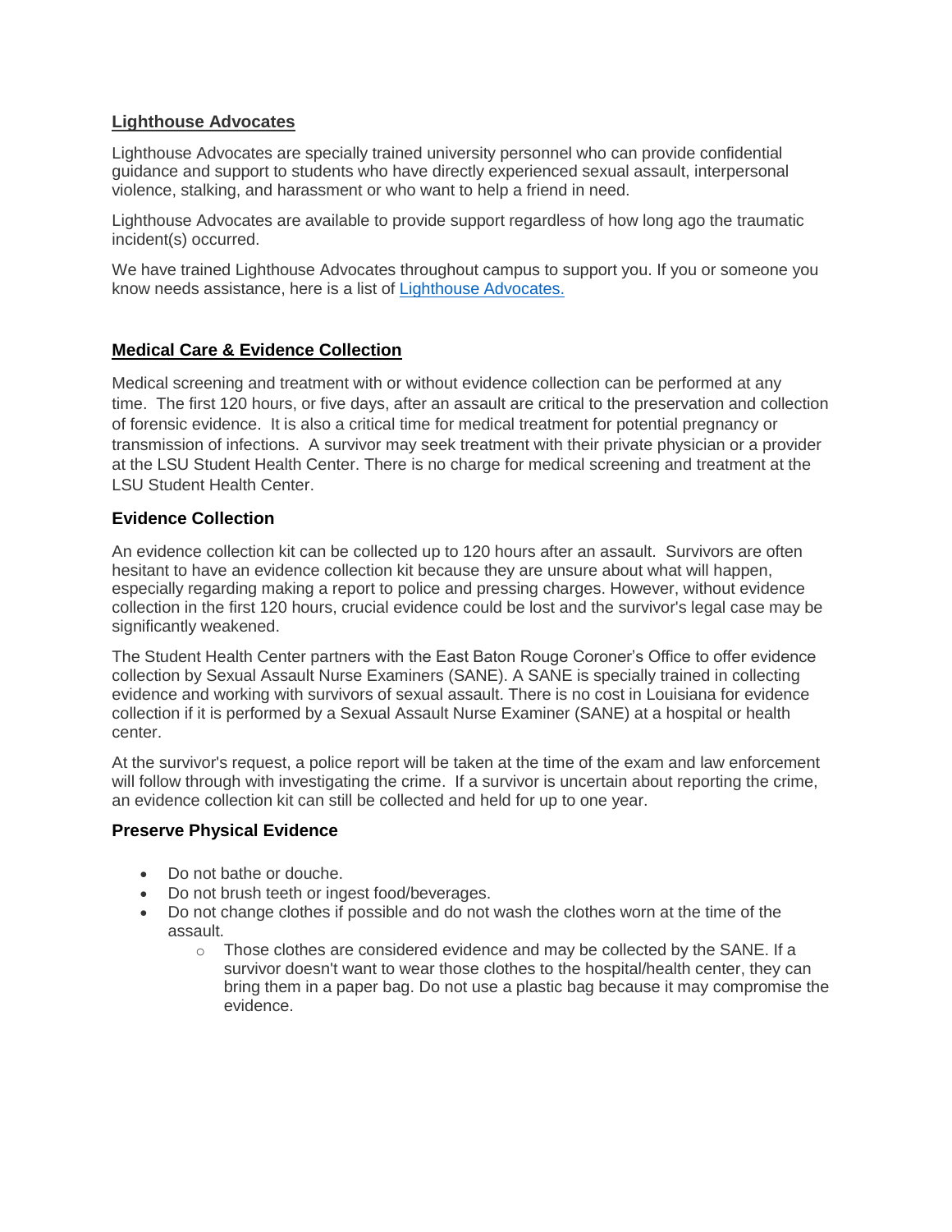## Lighthouse Advocates

Lighthouse Advocates are specially trained university personnel who can provide confidential guidance and support to students who have directly experienced sexual assault, interpersonal violence, stalking, and harassment or who want to help a friend in need.

Lighthouse Advocates are available to provide support regardless of how long ago the traumatic incident(s) occurred.

We have trained Lighthouse Advocates throughout campus to support you. If you or someone you know needs assistance, here is a list of [Lighthouse Advocates.]()

## Medical Care & Evidence Collection

Medical screening and treatment with or without evidence collection can be performed at any time. The first 120 hours, or five days, after an assault are critical to the preservation and collection of forensic evidence. It is also a critical time for medical treatment for potential pregnancy or transmission of infections. A survivor may seek treatment with their private physician or a provider at the LSU Student Health Center. There is no charge for medical screening and treatment at the LSU Student Health Center.

### Evidence Collection

An evidence collection kit can be collected up to 120 hours after an assault. Survivors are often hesitant to have an evidence collection kit because they are unsure about what will happen, especially regarding making a report to police and pressing charges. However, without evidence collection in the first 120 hours, crucial evidence could be lost and the survivor's legal case may be significantly weakened.

The Student Health Center partners with the East Baton Rouge Coroner's Office to offer evidence collection by Sexual Assault Nurse Examiners (SANE). A SANE is specially trained in collecting evidence and working with survivors of sexual assault. There is no cost in Louisiana for evidence collection if it is performed by a Sexual Assault Nurse Examiner (SANE) at a hospital or health center.

At the survivor's request, a police report will be taken at the time of the exam and law enforcement will follow through with investigating the crime. If a survivor is uncertain about reporting the crime, an evidence collection kit can still be collected and held for up to one year.

### Preserve Physical Evidence

- Do not bathe or douche.
- Do not brush teeth or ingest food/beverages.
- Do not change clothes if possible and do not wash the clothes worn at the time of the assault.
    - Those clothes are considered evidence and may be collected by the SANE. If a survivor doesn't want to wear those clothes to the hospital/health center, they can bring them in a paper bag. Do not use a plastic bag because it may compromise the evidence.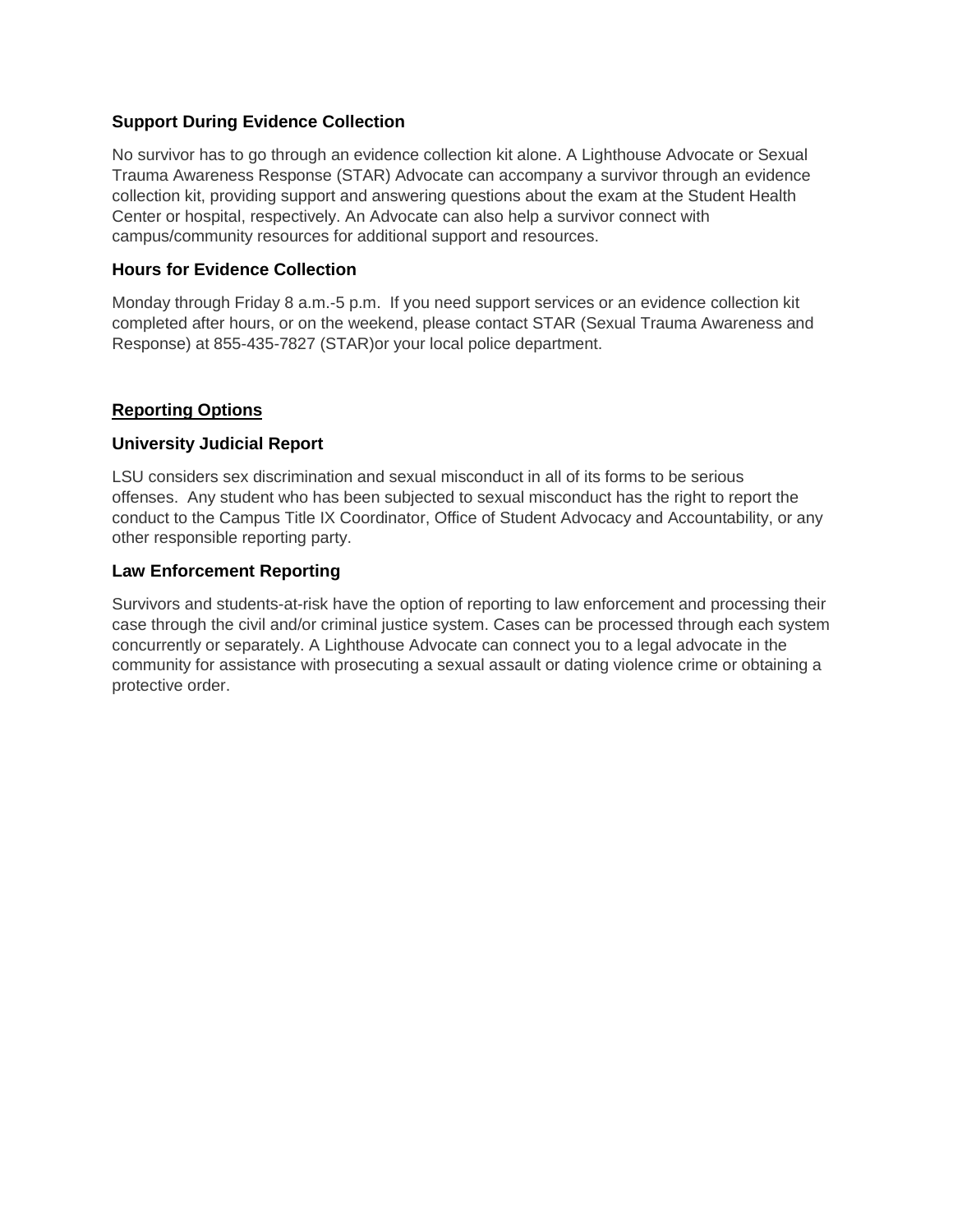### Support During Evidence Collection

No survivor has to go through an evidence collection kit alone. A Lighthouse Advocate or Sexual Trauma Awareness Response (STAR) Advocate can accompany a survivor through an evidence collection kit, providing support and answering questions about the exam at the Student Health Center or hospital, respectively. An Advocate can also help a survivor connect with campus/community resources for additional support and resources.

### Hours for Evidence Collection

Monday through Friday 8 a.m.-5 p.m. If you need support services or an evidence collection kit completed after hours, or on the weekend, please contact STAR (Sexual Trauma Awareness and Response) at 855-435-7827 (STAR)or your local police department.

## Reporting Options

### University Judicial Report

LSU considers sex discrimination and sexual misconduct in all of its forms to be serious offenses. Any student who has been subjected to sexual misconduct has the right to report the conduct to the Campus Title IX Coordinator, Office of Student Advocacy and Accountability, or any other responsible reporting party.

### Law Enforcement Reporting

Survivors and students-at-risk have the option of reporting to law enforcement and processing their case through the civil and/or criminal justice system. Cases can be processed through each system concurrently or separately. A Lighthouse Advocate can connect you to a legal advocate in the community for assistance with prosecuting a sexual assault or dating violence crime or obtaining a protective order.